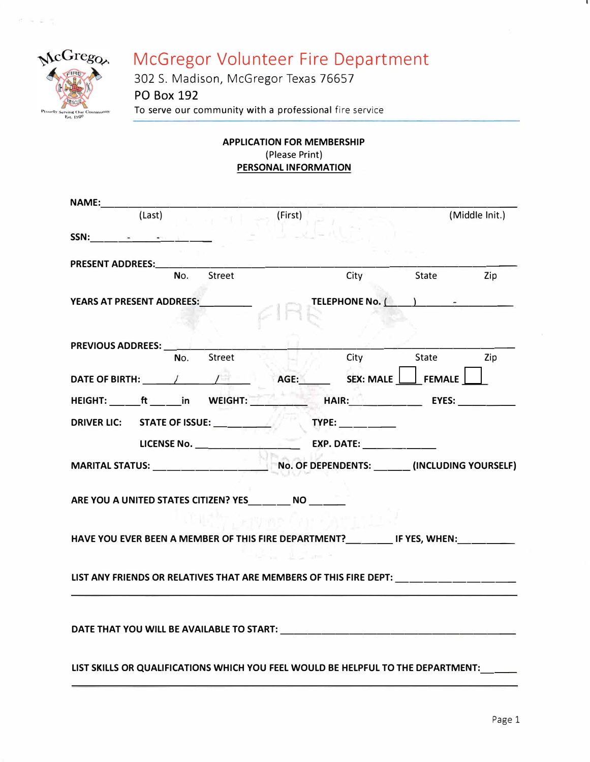# McGregor Volunteer Fire Department

302 S. Madison, McGregor Texas 76657

PO Box 192

To serve our community with a professional fire service

---

**APPLICATION FOR MEMBERSHIP**

(Please Print)

**PERSONAL INFORMATION**

**NAME:**\_\_\_\_\_\_\_\_\_\_\_\_\_\_\_\_\_\_\_\_\_\_\_\_\_\_\_\_\_\_\_\_\_\_\_\_\_\_\_\_\_\_\_\_\_\_\_\_\_\_\_\_\_\_\_\_\_\_\_\_

(Last) (First) (Middle Init.)

**SSN:**\_\_\_\_\_\_-\_\_\_\_\_\_-\_\_\_\_\_\_\_\_

**PRESENT ADDREES:**\_\_\_\_\_\_\_\_\_\_\_\_\_\_\_\_\_\_\_\_\_\_\_\_\_\_\_\_\_\_\_\_\_\_\_\_\_\_\_\_\_\_\_\_\_\_\_\_\_\_

No. Street City State Zip

**YEARS AT PRESENT ADDREES:**\_\_\_\_\_\_\_\_\_\_ **TELEPHONE No.** (\_\_\_\_)\_\_\_\_\_\_\_-\_\_\_\_\_\_\_\_\_

**PREVIOUS ADDREES:** \_\_\_\_\_\_\_\_\_\_\_\_\_\_\_\_\_\_\_\_\_\_\_\_\_\_\_\_\_\_\_\_\_\_\_\_\_\_\_\_\_\_\_\_\_\_\_\_\_\_

No. Street City State Zip

**DATE OF BIRTH:** \_\_\_\_\_/\_\_\_\_\_/\_\_\_\_\_ **AGE:**\_\_\_\_\_ **SEX: MALE** ☐ **FEMALE** ☐

**HEIGHT:** \_\_\_\_\_**ft** \_\_\_\_\_**in** **WEIGHT:** \_\_\_\_\_\_\_\_\_\_ **HAIR:**\_\_\_\_\_\_\_\_\_\_ **EYES:** \_\_\_\_\_\_\_\_\_\_

**DRIVER LIC:** **STATE OF ISSUE:** \_\_\_\_\_\_\_\_\_\_ **TYPE:** \_\_\_\_\_\_\_\_\_\_

**LICENSE No.** \_\_\_\_\_\_\_\_\_\_\_\_\_\_\_\_ **EXP. DATE:** \_\_\_\_\_\_\_\_\_\_\_\_

**MARITAL STATUS:** \_\_\_\_\_\_\_\_\_\_\_\_\_\_\_\_\_\_ **No. OF DEPENDENTS:** \_\_\_\_\_\_ **(INCLUDING YOURSELF)**

**ARE YOU A UNITED STATES CITIZEN? YES**\_\_\_\_\_\_ **NO** \_\_\_\_\_\_

**HAVE YOU EVER BEEN A MEMBER OF THIS FIRE DEPARTMENT?**\_\_\_\_\_\_\_ **IF YES, WHEN:**\_\_\_\_\_\_\_\_\_\_

**LIST ANY FRIENDS OR RELATIVES THAT ARE MEMBERS OF THIS FIRE DEPT:** \_\_\_\_\_\_\_\_\_\_\_\_\_\_\_\_\_\_\_\_

\_\_\_\_\_\_\_\_\_\_\_\_\_\_\_\_\_\_\_\_\_\_\_\_\_\_\_\_\_\_\_\_\_\_\_\_\_\_\_\_\_\_\_\_\_\_\_\_\_\_\_\_\_\_\_\_\_\_\_\_\_\_\_\_\_\_\_\_\_\_

**DATE THAT YOU WILL BE AVAILABLE TO START:** \_\_\_\_\_\_\_\_\_\_\_\_\_\_\_\_\_\_\_\_\_\_\_\_\_\_\_\_\_\_\_\_\_\_\_\_

**LIST SKILLS OR QUALIFICATIONS WHICH YOU FEEL WOULD BE HELPFUL TO THE DEPARTMENT:**\_\_\_\_\_\_

\_\_\_\_\_\_\_\_\_\_\_\_\_\_\_\_\_\_\_\_\_\_\_\_\_\_\_\_\_\_\_\_\_\_\_\_\_\_\_\_\_\_\_\_\_\_\_\_\_\_\_\_\_\_\_\_\_\_\_\_\_\_\_\_\_\_\_\_\_\_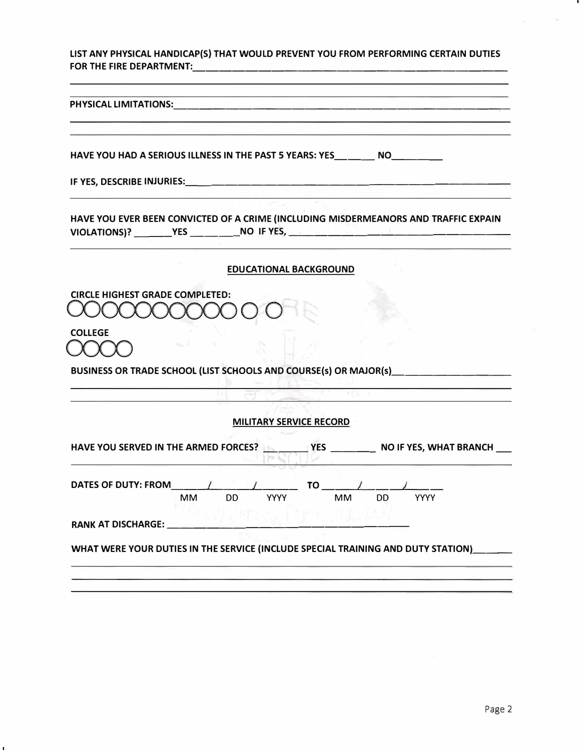LIST ANY PHYSICAL HANDICAP(S) THAT WOULD PREVENT YOU FROM PERFORMING CERTAIN DUTIES FOR THE FIRE DEPARTMENT:\_\_\_\_\_\_\_\_\_\_\_\_\_\_\_\_\_\_\_\_\_\_\_\_\_\_\_\_\_\_\_\_\_\_\_\_\_\_\_\_

\_\_\_\_\_\_\_\_\_\_\_\_\_\_\_\_\_\_\_\_\_\_\_\_\_\_\_\_\_\_\_\_\_\_\_\_\_\_\_\_\_\_\_\_\_\_\_\_\_\_\_\_\_\_\_\_\_\_\_\_

PHYSICAL LIMITATIONS:\_\_\_\_\_\_\_\_\_\_\_\_\_\_\_\_\_\_\_\_\_\_\_\_\_\_\_\_\_\_\_\_\_\_\_\_\_\_\_\_\_\_\_\_\_\_\_\_

\_\_\_\_\_\_\_\_\_\_\_\_\_\_\_\_\_\_\_\_\_\_\_\_\_\_\_\_\_\_\_\_\_\_\_\_\_\_\_\_\_\_\_\_\_\_\_\_\_\_\_\_\_\_\_\_\_\_\_\_

HAVE YOU HAD A SERIOUS ILLNESS IN THE PAST 5 YEARS: YES\_\_\_\_\_\_\_\_ NO\_\_\_\_\_\_\_\_\_\_

IF YES, DESCRIBE INJURIES:\_\_\_\_\_\_\_\_\_\_\_\_\_\_\_\_\_\_\_\_\_\_\_\_\_\_\_\_\_\_\_\_\_\_\_\_\_\_\_\_\_\_\_\_\_\_

HAVE YOU EVER BEEN CONVICTED OF A CRIME (INCLUDING MISDERMEANORS AND TRAFFIC EXPAIN VIOLATIONS)? \_\_\_\_\_\_\_\_YES \_\_\_\_\_\_\_\_\_\_NO IF YES, \_\_\_\_\_\_\_\_\_\_\_\_\_\_\_\_\_\_\_\_\_\_\_\_\_\_\_\_\_\_

## EDUCATIONAL BACKGROUND

CIRCLE HIGHEST GRADE COMPLETED:

○○○○○○○○○○ ○ ○

COLLEGE

○○○○

BUSINESS OR TRADE SCHOOL (LIST SCHOOLS AND COURSE(s) OR MAJOR(s)\_\_\_\_\_\_\_\_\_\_\_\_\_\_\_\_\_\_\_\_

\_\_\_\_\_\_\_\_\_\_\_\_\_\_\_\_\_\_\_\_\_\_\_\_\_\_\_\_\_\_\_\_\_\_\_\_\_\_\_\_\_\_\_\_\_\_\_\_\_\_\_\_\_\_\_\_\_\_\_\_

## MILITARY SERVICE RECORD

HAVE YOU SERVED IN THE ARMED FORCES? \_\_\_\_\_\_\_\_ YES \_\_\_\_\_\_\_\_ NO IF YES, WHAT BRANCH \_\_\_

DATES OF DUTY: FROM\_\_\_\_\_\_/\_\_\_\_\_\_/\_\_\_\_\_\_ TO \_\_\_\_\_\_/\_\_\_\_\_\_/\_\_\_\_\_\_
MM DD YYYY MM DD YYYY

RANK AT DISCHARGE: \_\_\_\_\_\_\_\_\_\_\_\_\_\_\_\_\_\_\_\_\_\_\_\_\_\_\_\_\_\_\_\_\_\_\_\_\_\_\_\_\_\_\_\_

WHAT WERE YOUR DUTIES IN THE SERVICE (INCLUDE SPECIAL TRAINING AND DUTY STATION)\_\_\_\_\_\_\_\_

\_\_\_\_\_\_\_\_\_\_\_\_\_\_\_\_\_\_\_\_\_\_\_\_\_\_\_\_\_\_\_\_\_\_\_\_\_\_\_\_\_\_\_\_\_\_\_\_\_\_\_\_\_\_\_\_\_\_\_\_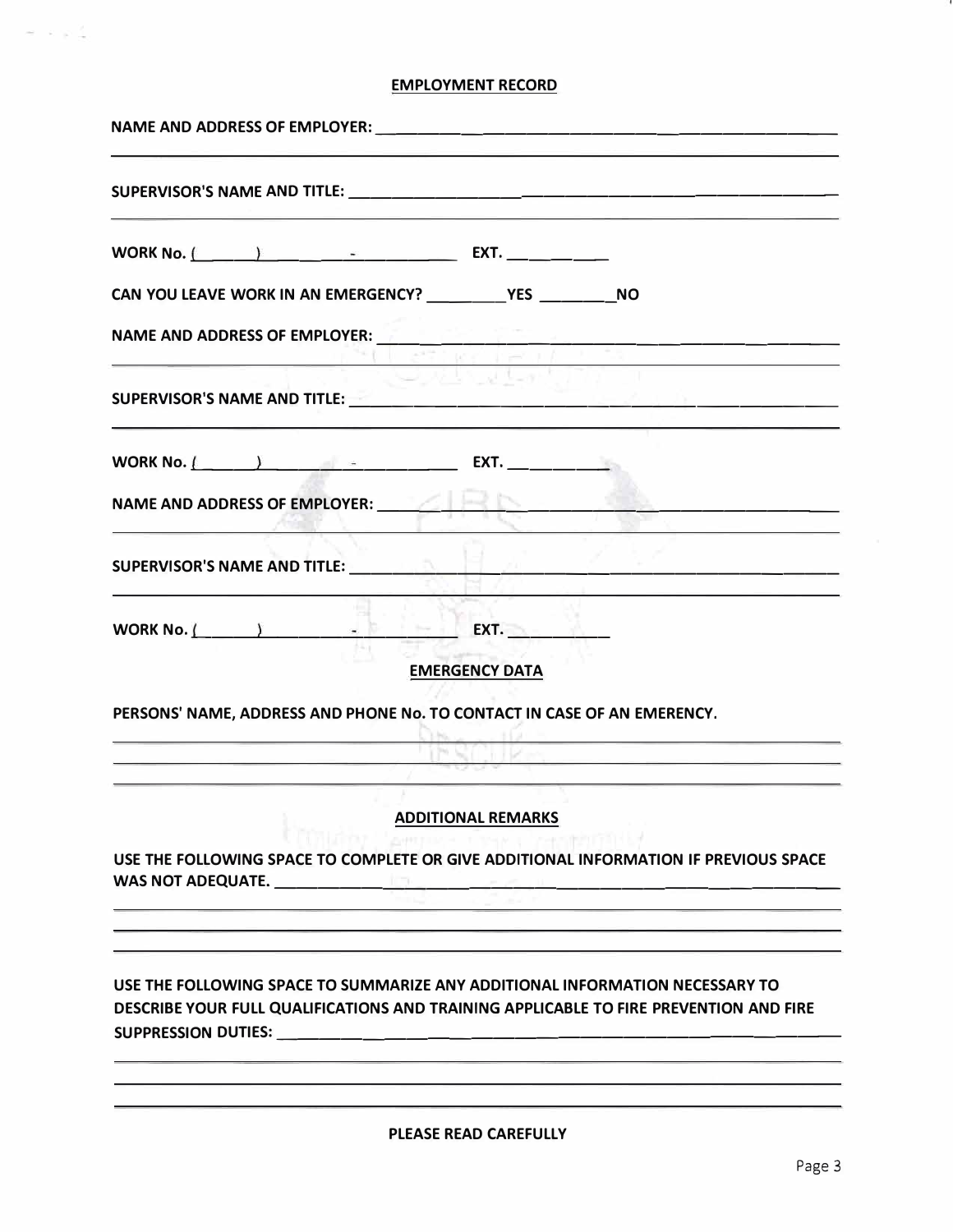## EMPLOYMENT RECORD

NAME AND ADDRESS OF EMPLOYER: ______________________________________________

______________________________________________________________________

SUPERVISOR'S NAME AND TITLE: ______________________________________________

______________________________________________________________________

WORK No. (______) __________-__________ EXT. __________

CAN YOU LEAVE WORK IN AN EMERGENCY? ________YES ________NO

NAME AND ADDRESS OF EMPLOYER: ______________________________________________

______________________________________________________________________

SUPERVISOR'S NAME AND TITLE: ______________________________________________

______________________________________________________________________

WORK No. (______) __________-__________ EXT. __________

NAME AND ADDRESS OF EMPLOYER: ______________________________________________

______________________________________________________________________

SUPERVISOR'S NAME AND TITLE: ______________________________________________

______________________________________________________________________

WORK No. (______) __________-__________ EXT. __________

## EMERGENCY DATA

PERSONS' NAME, ADDRESS AND PHONE No. TO CONTACT IN CASE OF AN EMERENCY.

______________________________________________________________________

______________________________________________________________________

______________________________________________________________________

## ADDITIONAL REMARKS

USE THE FOLLOWING SPACE TO COMPLETE OR GIVE ADDITIONAL INFORMATION IF PREVIOUS SPACE WAS NOT ADEQUATE. ______________________________________________

______________________________________________________________________

______________________________________________________________________

______________________________________________________________________

USE THE FOLLOWING SPACE TO SUMMARIZE ANY ADDITIONAL INFORMATION NECESSARY TO DESCRIBE YOUR FULL QUALIFICATIONS AND TRAINING APPLICABLE TO FIRE PREVENTION AND FIRE SUPPRESSION DUTIES: ______________________________________________

______________________________________________________________________

______________________________________________________________________

______________________________________________________________________

**PLEASE READ CAREFULLY**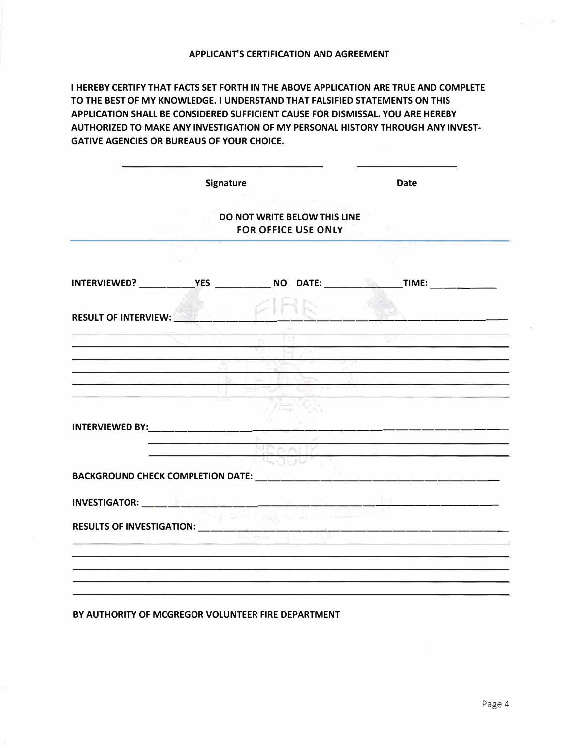## APPLICANT'S CERTIFICATION AND AGREEMENT

**I HEREBY CERTIFY THAT FACTS SET FORTH IN THE ABOVE APPLICATION ARE TRUE AND COMPLETE TO THE BEST OF MY KNOWLEDGE. I UNDERSTAND THAT FALSIFIED STATEMENTS ON THIS APPLICATION SHALL BE CONSIDERED SUFFICIENT CAUSE FOR DISMISSAL. YOU ARE HEREBY AUTHORIZED TO MAKE ANY INVESTIGATION OF MY PERSONAL HISTORY THROUGH ANY INVESTIGATIVE AGENCIES OR BUREAUS OF YOUR CHOICE.**

\_\_\_\_\_\_\_\_\_\_\_\_\_\_\_\_\_\_\_\_\_\_\_\_\_\_\_\_\_\_\_\_\_\_\_\_ \_\_\_\_\_\_\_\_\_\_\_\_\_\_\_\_\_\_\_\_

**Signature** **Date**

**DO NOT WRITE BELOW THIS LINE**
**FOR OFFICE USE ONLY**

---

**INTERVIEWED?** \_\_\_\_\_\_\_\_\_\_ **YES** \_\_\_\_\_\_\_\_\_\_ **NO DATE:** \_\_\_\_\_\_\_\_\_\_\_\_\_\_ **TIME:** \_\_\_\_\_\_\_\_\_\_\_\_

**RESULT OF INTERVIEW:** \_\_\_\_\_\_\_\_\_\_\_\_\_\_\_\_\_\_\_\_\_\_\_\_\_\_\_\_\_\_\_\_\_\_\_\_\_\_\_\_\_\_\_\_\_\_\_\_\_\_\_\_\_\_\_\_

\_\_\_\_\_\_\_\_\_\_\_\_\_\_\_\_\_\_\_\_\_\_\_\_\_\_\_\_\_\_\_\_\_\_\_\_\_\_\_\_\_\_\_\_\_\_\_\_\_\_\_\_\_\_\_\_\_\_\_\_\_\_\_\_\_\_\_\_\_\_\_\_\_\_\_\_\_\_\_\_

\_\_\_\_\_\_\_\_\_\_\_\_\_\_\_\_\_\_\_\_\_\_\_\_\_\_\_\_\_\_\_\_\_\_\_\_\_\_\_\_\_\_\_\_\_\_\_\_\_\_\_\_\_\_\_\_\_\_\_\_\_\_\_\_\_\_\_\_\_\_\_\_\_\_\_\_\_\_\_\_

\_\_\_\_\_\_\_\_\_\_\_\_\_\_\_\_\_\_\_\_\_\_\_\_\_\_\_\_\_\_\_\_\_\_\_\_\_\_\_\_\_\_\_\_\_\_\_\_\_\_\_\_\_\_\_\_\_\_\_\_\_\_\_\_\_\_\_\_\_\_\_\_\_\_\_\_\_\_\_\_

\_\_\_\_\_\_\_\_\_\_\_\_\_\_\_\_\_\_\_\_\_\_\_\_\_\_\_\_\_\_\_\_\_\_\_\_\_\_\_\_\_\_\_\_\_\_\_\_\_\_\_\_\_\_\_\_\_\_\_\_\_\_\_\_\_\_\_\_\_\_\_\_\_\_\_\_\_\_\_\_

**INTERVIEWED BY:** \_\_\_\_\_\_\_\_\_\_\_\_\_\_\_\_\_\_\_\_\_\_\_\_\_\_\_\_\_\_\_\_\_\_\_\_\_\_\_\_\_\_\_\_\_\_\_\_\_\_\_\_\_\_\_\_\_\_\_\_

\_\_\_\_\_\_\_\_\_\_\_\_\_\_\_\_\_\_\_\_\_\_\_\_\_\_\_\_\_\_\_\_\_\_\_\_\_\_\_\_\_\_\_\_\_\_\_\_\_\_\_\_\_\_\_\_\_\_\_\_\_\_\_\_\_\_\_\_\_\_

\_\_\_\_\_\_\_\_\_\_\_\_\_\_\_\_\_\_\_\_\_\_\_\_\_\_\_\_\_\_\_\_\_\_\_\_\_\_\_\_\_\_\_\_\_\_\_\_\_\_\_\_\_\_\_\_\_\_\_\_\_\_\_\_\_\_\_\_\_\_

**BACKGROUND CHECK COMPLETION DATE:** \_\_\_\_\_\_\_\_\_\_\_\_\_\_\_\_\_\_\_\_\_\_\_\_\_\_\_\_\_\_\_\_\_\_\_\_\_\_\_\_\_

**INVESTIGATOR:** \_\_\_\_\_\_\_\_\_\_\_\_\_\_\_\_\_\_\_\_\_\_\_\_\_\_\_\_\_\_\_\_\_\_\_\_\_\_\_\_\_\_\_\_\_\_\_\_\_\_\_\_\_\_\_\_\_\_\_\_\_\_\_

**RESULTS OF INVESTIGATION:** \_\_\_\_\_\_\_\_\_\_\_\_\_\_\_\_\_\_\_\_\_\_\_\_\_\_\_\_\_\_\_\_\_\_\_\_\_\_\_\_\_\_\_\_\_\_\_\_\_\_\_\_

\_\_\_\_\_\_\_\_\_\_\_\_\_\_\_\_\_\_\_\_\_\_\_\_\_\_\_\_\_\_\_\_\_\_\_\_\_\_\_\_\_\_\_\_\_\_\_\_\_\_\_\_\_\_\_\_\_\_\_\_\_\_\_\_\_\_\_\_\_\_\_\_\_\_\_\_\_\_\_\_

\_\_\_\_\_\_\_\_\_\_\_\_\_\_\_\_\_\_\_\_\_\_\_\_\_\_\_\_\_\_\_\_\_\_\_\_\_\_\_\_\_\_\_\_\_\_\_\_\_\_\_\_\_\_\_\_\_\_\_\_\_\_\_\_\_\_\_\_\_\_\_\_\_\_\_\_\_\_\_\_

\_\_\_\_\_\_\_\_\_\_\_\_\_\_\_\_\_\_\_\_\_\_\_\_\_\_\_\_\_\_\_\_\_\_\_\_\_\_\_\_\_\_\_\_\_\_\_\_\_\_\_\_\_\_\_\_\_\_\_\_\_\_\_\_\_\_\_\_\_\_\_\_\_\_\_\_\_\_\_\_

\_\_\_\_\_\_\_\_\_\_\_\_\_\_\_\_\_\_\_\_\_\_\_\_\_\_\_\_\_\_\_\_\_\_\_\_\_\_\_\_\_\_\_\_\_\_\_\_\_\_\_\_\_\_\_\_\_\_\_\_\_\_\_\_\_\_\_\_\_\_\_\_\_\_\_\_\_\_\_\_

**BY AUTHORITY OF MCGREGOR VOLUNTEER FIRE DEPARTMENT**